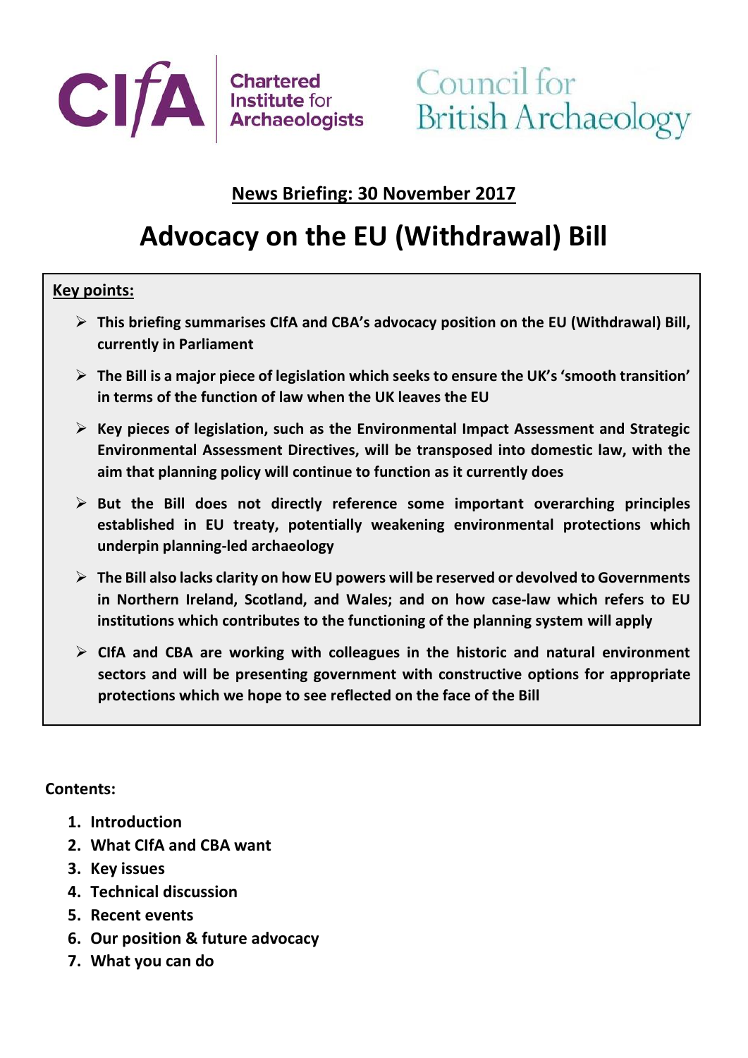CIfA | Chartered Institute for Archaeologists

Council for British Archaeology

**News Briefing: 30 November 2017**

# Advocacy on the EU (Withdrawal) Bill

**Key points:**

- **This briefing summarises CIfA and CBA's advocacy position on the EU (Withdrawal) Bill, currently in Parliament**
- **The Bill is a major piece of legislation which seeks to ensure the UK's 'smooth transition' in terms of the function of law when the UK leaves the EU**
- **Key pieces of legislation, such as the Environmental Impact Assessment and Strategic Environmental Assessment Directives, will be transposed into domestic law, with the aim that planning policy will continue to function as it currently does**
- **But the Bill does not directly reference some important overarching principles established in EU treaty, potentially weakening environmental protections which underpin planning-led archaeology**
- **The Bill also lacks clarity on how EU powers will be reserved or devolved to Governments in Northern Ireland, Scotland, and Wales; and on how case-law which refers to EU institutions which contributes to the functioning of the planning system will apply**
- **CIfA and CBA are working with colleagues in the historic and natural environment sectors and will be presenting government with constructive options for appropriate protections which we hope to see reflected on the face of the Bill**

**Contents:**

1. **Introduction**
2. **What CIfA and CBA want**
3. **Key issues**
4. **Technical discussion**
5. **Recent events**
6. **Our position & future advocacy**
7. **What you can do**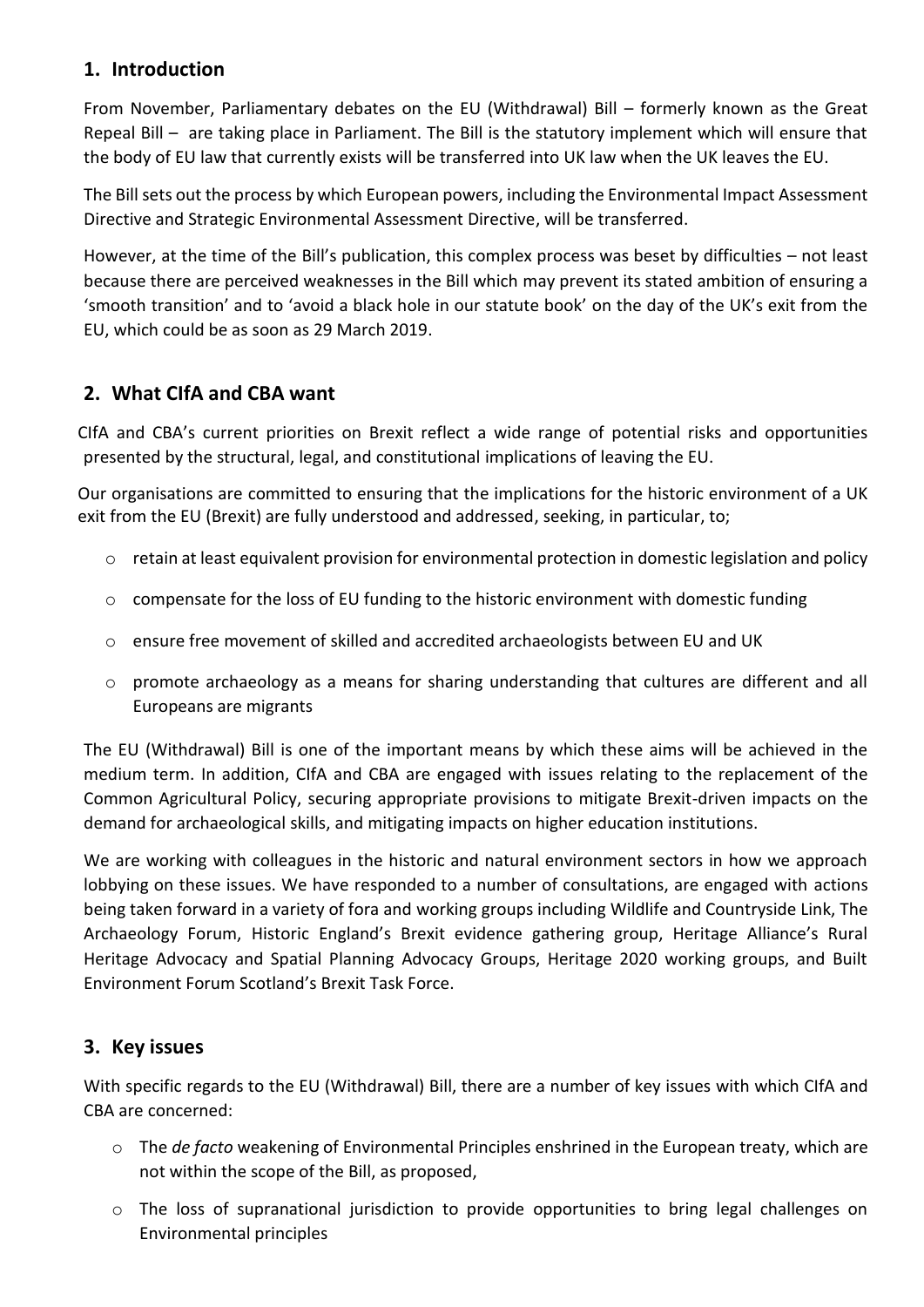## 1. Introduction

From November, Parliamentary debates on the EU (Withdrawal) Bill – formerly known as the Great Repeal Bill – are taking place in Parliament. The Bill is the statutory implement which will ensure that the body of EU law that currently exists will be transferred into UK law when the UK leaves the EU.

The Bill sets out the process by which European powers, including the Environmental Impact Assessment Directive and Strategic Environmental Assessment Directive, will be transferred.

However, at the time of the Bill's publication, this complex process was beset by difficulties – not least because there are perceived weaknesses in the Bill which may prevent its stated ambition of ensuring a 'smooth transition' and to 'avoid a black hole in our statute book' on the day of the UK's exit from the EU, which could be as soon as 29 March 2019.

## 2. What CIfA and CBA want

CIfA and CBA's current priorities on Brexit reflect a wide range of potential risks and opportunities presented by the structural, legal, and constitutional implications of leaving the EU.

Our organisations are committed to ensuring that the implications for the historic environment of a UK exit from the EU (Brexit) are fully understood and addressed, seeking, in particular, to;

- retain at least equivalent provision for environmental protection in domestic legislation and policy
- compensate for the loss of EU funding to the historic environment with domestic funding
- ensure free movement of skilled and accredited archaeologists between EU and UK
- promote archaeology as a means for sharing understanding that cultures are different and all Europeans are migrants

The EU (Withdrawal) Bill is one of the important means by which these aims will be achieved in the medium term. In addition, CIfA and CBA are engaged with issues relating to the replacement of the Common Agricultural Policy, securing appropriate provisions to mitigate Brexit-driven impacts on the demand for archaeological skills, and mitigating impacts on higher education institutions.

We are working with colleagues in the historic and natural environment sectors in how we approach lobbying on these issues. We have responded to a number of consultations, are engaged with actions being taken forward in a variety of fora and working groups including Wildlife and Countryside Link, The Archaeology Forum, Historic England's Brexit evidence gathering group, Heritage Alliance's Rural Heritage Advocacy and Spatial Planning Advocacy Groups, Heritage 2020 working groups, and Built Environment Forum Scotland's Brexit Task Force.

## 3. Key issues

With specific regards to the EU (Withdrawal) Bill, there are a number of key issues with which CIfA and CBA are concerned:

- The *de facto* weakening of Environmental Principles enshrined in the European treaty, which are not within the scope of the Bill, as proposed,
- The loss of supranational jurisdiction to provide opportunities to bring legal challenges on Environmental principles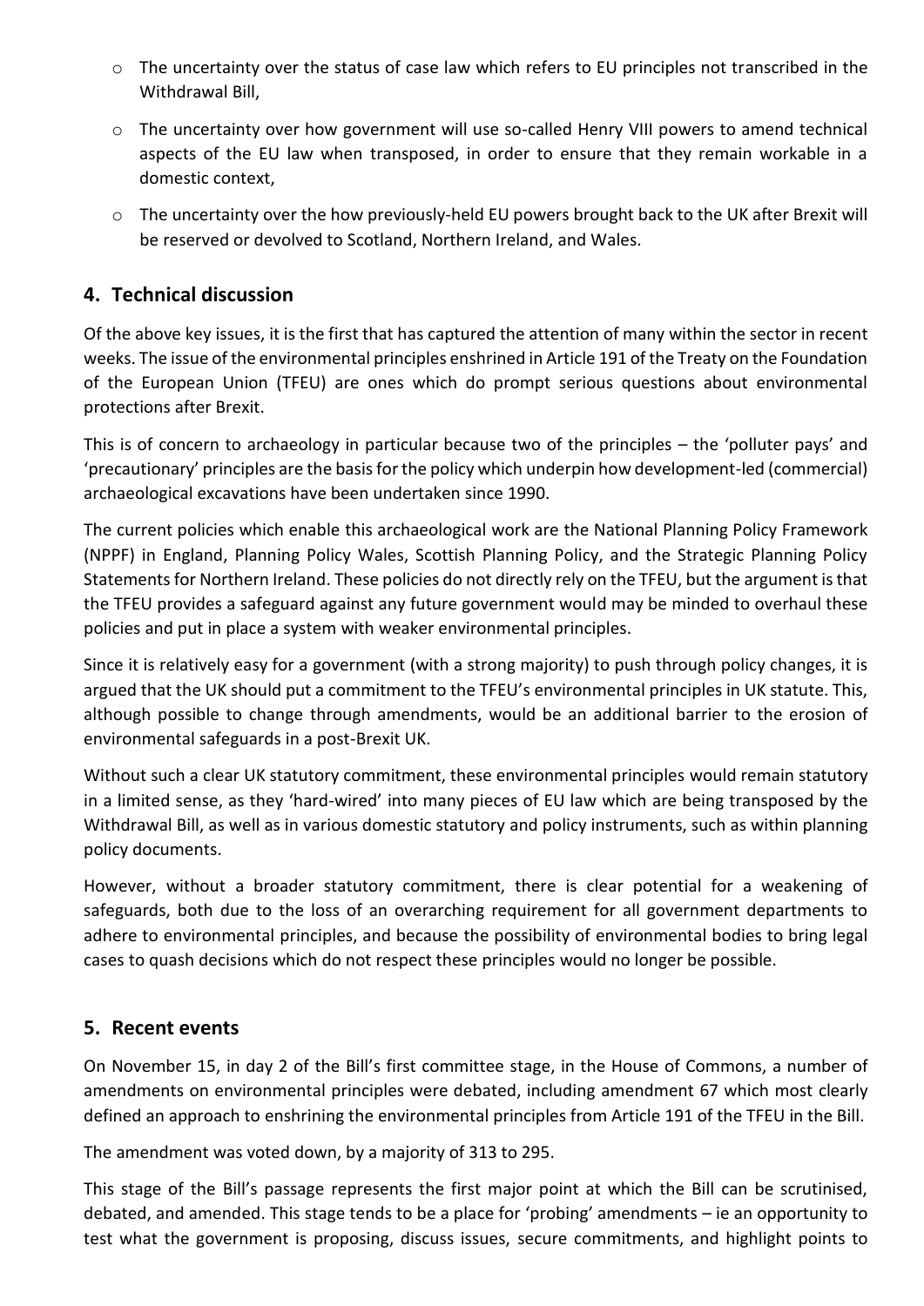- The uncertainty over the status of case law which refers to EU principles not transcribed in the Withdrawal Bill,
- The uncertainty over how government will use so-called Henry VIII powers to amend technical aspects of the EU law when transposed, in order to ensure that they remain workable in a domestic context,
- The uncertainty over the how previously-held EU powers brought back to the UK after Brexit will be reserved or devolved to Scotland, Northern Ireland, and Wales.

## 4. Technical discussion

Of the above key issues, it is the first that has captured the attention of many within the sector in recent weeks. The issue of the environmental principles enshrined in Article 191 of the Treaty on the Foundation of the European Union (TFEU) are ones which do prompt serious questions about environmental protections after Brexit.

This is of concern to archaeology in particular because two of the principles – the 'polluter pays' and 'precautionary' principles are the basis for the policy which underpin how development-led (commercial) archaeological excavations have been undertaken since 1990.

The current policies which enable this archaeological work are the National Planning Policy Framework (NPPF) in England, Planning Policy Wales, Scottish Planning Policy, and the Strategic Planning Policy Statements for Northern Ireland. These policies do not directly rely on the TFEU, but the argument is that the TFEU provides a safeguard against any future government would may be minded to overhaul these policies and put in place a system with weaker environmental principles.

Since it is relatively easy for a government (with a strong majority) to push through policy changes, it is argued that the UK should put a commitment to the TFEU's environmental principles in UK statute. This, although possible to change through amendments, would be an additional barrier to the erosion of environmental safeguards in a post-Brexit UK.

Without such a clear UK statutory commitment, these environmental principles would remain statutory in a limited sense, as they 'hard-wired' into many pieces of EU law which are being transposed by the Withdrawal Bill, as well as in various domestic statutory and policy instruments, such as within planning policy documents.

However, without a broader statutory commitment, there is clear potential for a weakening of safeguards, both due to the loss of an overarching requirement for all government departments to adhere to environmental principles, and because the possibility of environmental bodies to bring legal cases to quash decisions which do not respect these principles would no longer be possible.

## 5. Recent events

On November 15, in day 2 of the Bill's first committee stage, in the House of Commons, a number of amendments on environmental principles were debated, including amendment 67 which most clearly defined an approach to enshrining the environmental principles from Article 191 of the TFEU in the Bill.

The amendment was voted down, by a majority of 313 to 295.

This stage of the Bill's passage represents the first major point at which the Bill can be scrutinised, debated, and amended. This stage tends to be a place for 'probing' amendments – ie an opportunity to test what the government is proposing, discuss issues, secure commitments, and highlight points to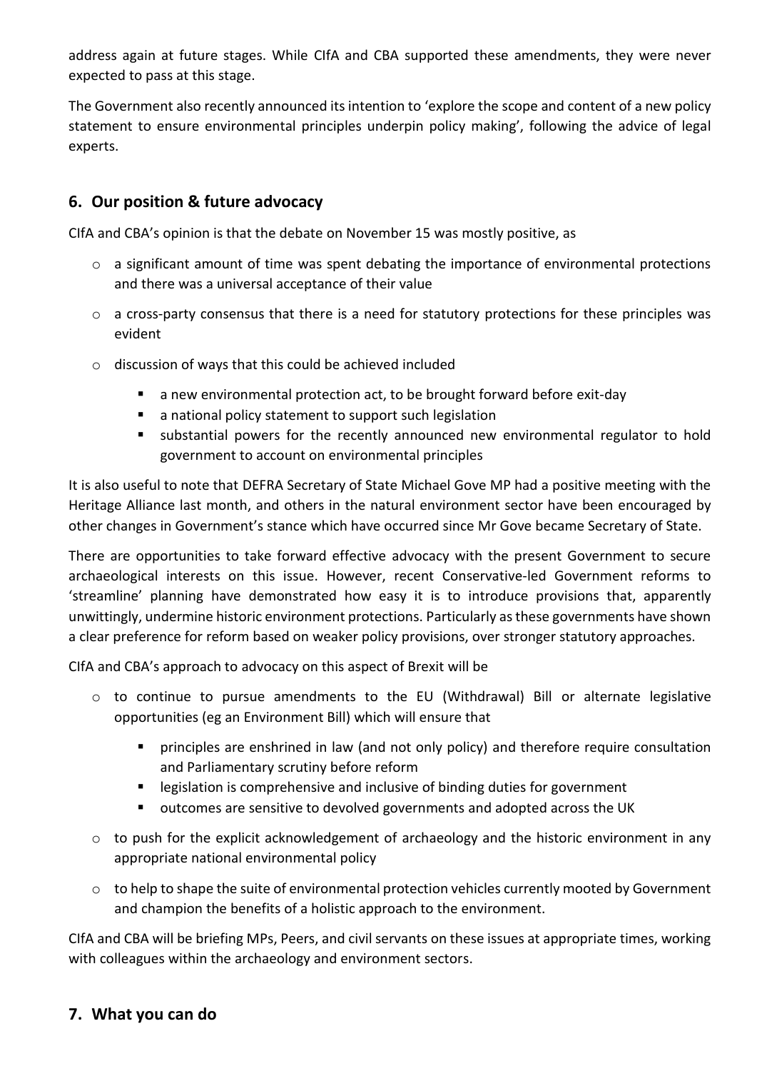address again at future stages. While CIfA and CBA supported these amendments, they were never expected to pass at this stage.

The Government also recently announced its intention to 'explore the scope and content of a new policy statement to ensure environmental principles underpin policy making', following the advice of legal experts.

## 6. Our position & future advocacy

CIfA and CBA's opinion is that the debate on November 15 was mostly positive, as

- a significant amount of time was spent debating the importance of environmental protections and there was a universal acceptance of their value
- a cross-party consensus that there is a need for statutory protections for these principles was evident
- discussion of ways that this could be achieved included
  - a new environmental protection act, to be brought forward before exit-day
  - a national policy statement to support such legislation
  - substantial powers for the recently announced new environmental regulator to hold government to account on environmental principles

It is also useful to note that DEFRA Secretary of State Michael Gove MP had a positive meeting with the Heritage Alliance last month, and others in the natural environment sector have been encouraged by other changes in Government's stance which have occurred since Mr Gove became Secretary of State.

There are opportunities to take forward effective advocacy with the present Government to secure archaeological interests on this issue. However, recent Conservative-led Government reforms to 'streamline' planning have demonstrated how easy it is to introduce provisions that, apparently unwittingly, undermine historic environment protections. Particularly as these governments have shown a clear preference for reform based on weaker policy provisions, over stronger statutory approaches.

CIfA and CBA's approach to advocacy on this aspect of Brexit will be

- to continue to pursue amendments to the EU (Withdrawal) Bill or alternate legislative opportunities (eg an Environment Bill) which will ensure that
  - principles are enshrined in law (and not only policy) and therefore require consultation and Parliamentary scrutiny before reform
  - legislation is comprehensive and inclusive of binding duties for government
  - outcomes are sensitive to devolved governments and adopted across the UK
- to push for the explicit acknowledgement of archaeology and the historic environment in any appropriate national environmental policy
- to help to shape the suite of environmental protection vehicles currently mooted by Government and champion the benefits of a holistic approach to the environment.

CIfA and CBA will be briefing MPs, Peers, and civil servants on these issues at appropriate times, working with colleagues within the archaeology and environment sectors.

## 7. What you can do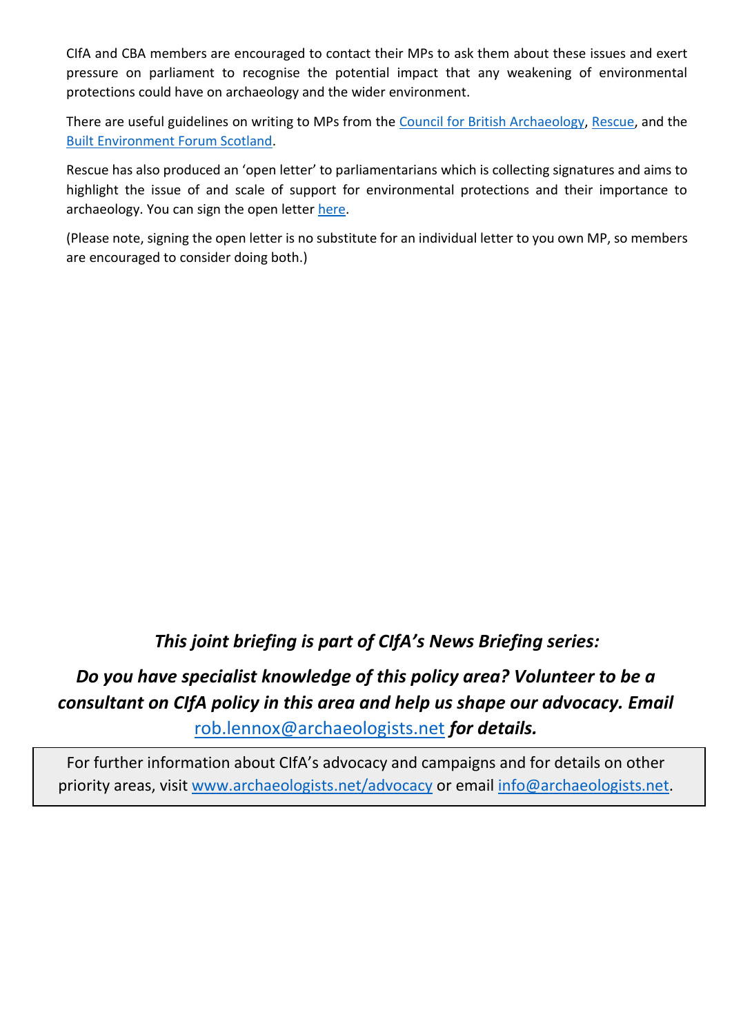CIfA and CBA members are encouraged to contact their MPs to ask them about these issues and exert pressure on parliament to recognise the potential impact that any weakening of environmental protections could have on archaeology and the wider environment.

There are useful guidelines on writing to MPs from the Council for British Archaeology, Rescue, and the Built Environment Forum Scotland.

Rescue has also produced an 'open letter' to parliamentarians which is collecting signatures and aims to highlight the issue of and scale of support for environmental protections and their importance to archaeology. You can sign the open letter here.

(Please note, signing the open letter is no substitute for an individual letter to you own MP, so members are encouraged to consider doing both.)

***This joint briefing is part of CIfA's News Briefing series:***

***Do you have specialist knowledge of this policy area? Volunteer to be a consultant on CIfA policy in this area and help us shape our advocacy. Email*** rob.lennox@archaeologists.net ***for details.***

For further information about CIfA's advocacy and campaigns and for details on other priority areas, visit www.archaeologists.net/advocacy or email info@archaeologists.net.